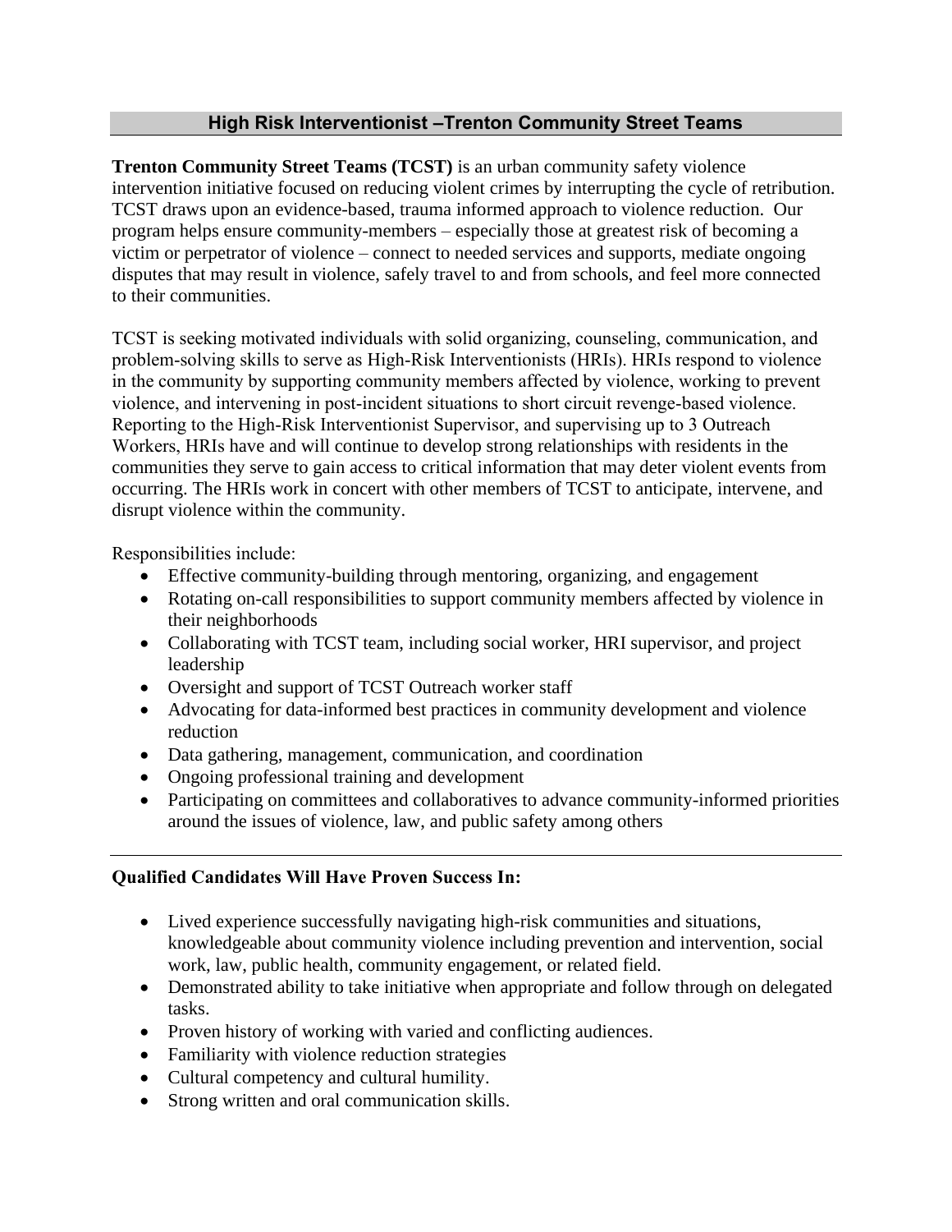## High Risk Interventionist –Trenton Community Street Teams

**Trenton Community Street Teams (TCST)** is an urban community safety violence intervention initiative focused on reducing violent crimes by interrupting the cycle of retribution. TCST draws upon an evidence-based, trauma informed approach to violence reduction. Our program helps ensure community-members – especially those at greatest risk of becoming a victim or perpetrator of violence – connect to needed services and supports, mediate ongoing disputes that may result in violence, safely travel to and from schools, and feel more connected to their communities.

TCST is seeking motivated individuals with solid organizing, counseling, communication, and problem-solving skills to serve as High-Risk Interventionists (HRIs). HRIs respond to violence in the community by supporting community members affected by violence, working to prevent violence, and intervening in post-incident situations to short circuit revenge-based violence. Reporting to the High-Risk Interventionist Supervisor, and supervising up to 3 Outreach Workers, HRIs have and will continue to develop strong relationships with residents in the communities they serve to gain access to critical information that may deter violent events from occurring. The HRIs work in concert with other members of TCST to anticipate, intervene, and disrupt violence within the community.

Responsibilities include:

- Effective community-building through mentoring, organizing, and engagement
- Rotating on-call responsibilities to support community members affected by violence in their neighborhoods
- Collaborating with TCST team, including social worker, HRI supervisor, and project leadership
- Oversight and support of TCST Outreach worker staff
- Advocating for data-informed best practices in community development and violence reduction
- Data gathering, management, communication, and coordination
- Ongoing professional training and development
- Participating on committees and collaboratives to advance community-informed priorities around the issues of violence, law, and public safety among others

---

**Qualified Candidates Will Have Proven Success In:**

- Lived experience successfully navigating high-risk communities and situations, knowledgeable about community violence including prevention and intervention, social work, law, public health, community engagement, or related field.
- Demonstrated ability to take initiative when appropriate and follow through on delegated tasks.
- Proven history of working with varied and conflicting audiences.
- Familiarity with violence reduction strategies
- Cultural competency and cultural humility.
- Strong written and oral communication skills.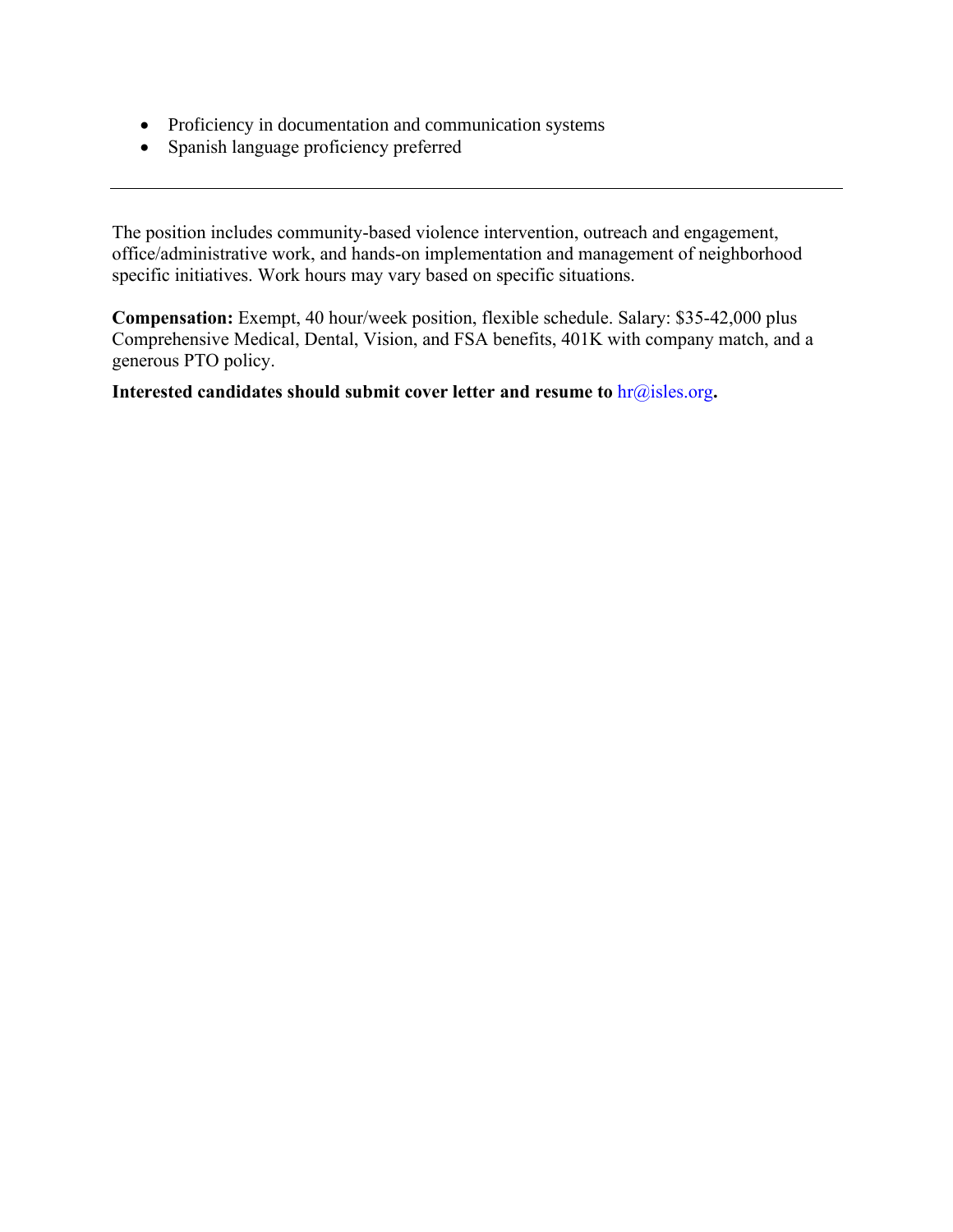- Proficiency in documentation and communication systems
- Spanish language proficiency preferred

---

The position includes community-based violence intervention, outreach and engagement, office/administrative work, and hands-on implementation and management of neighborhood specific initiatives. Work hours may vary based on specific situations.

**Compensation:** Exempt, 40 hour/week position, flexible schedule. Salary: $35-42,000 plus Comprehensive Medical, Dental, Vision, and FSA benefits, 401K with company match, and a generous PTO policy.

**Interested candidates should submit cover letter and resume to** hr@isles.org**.**